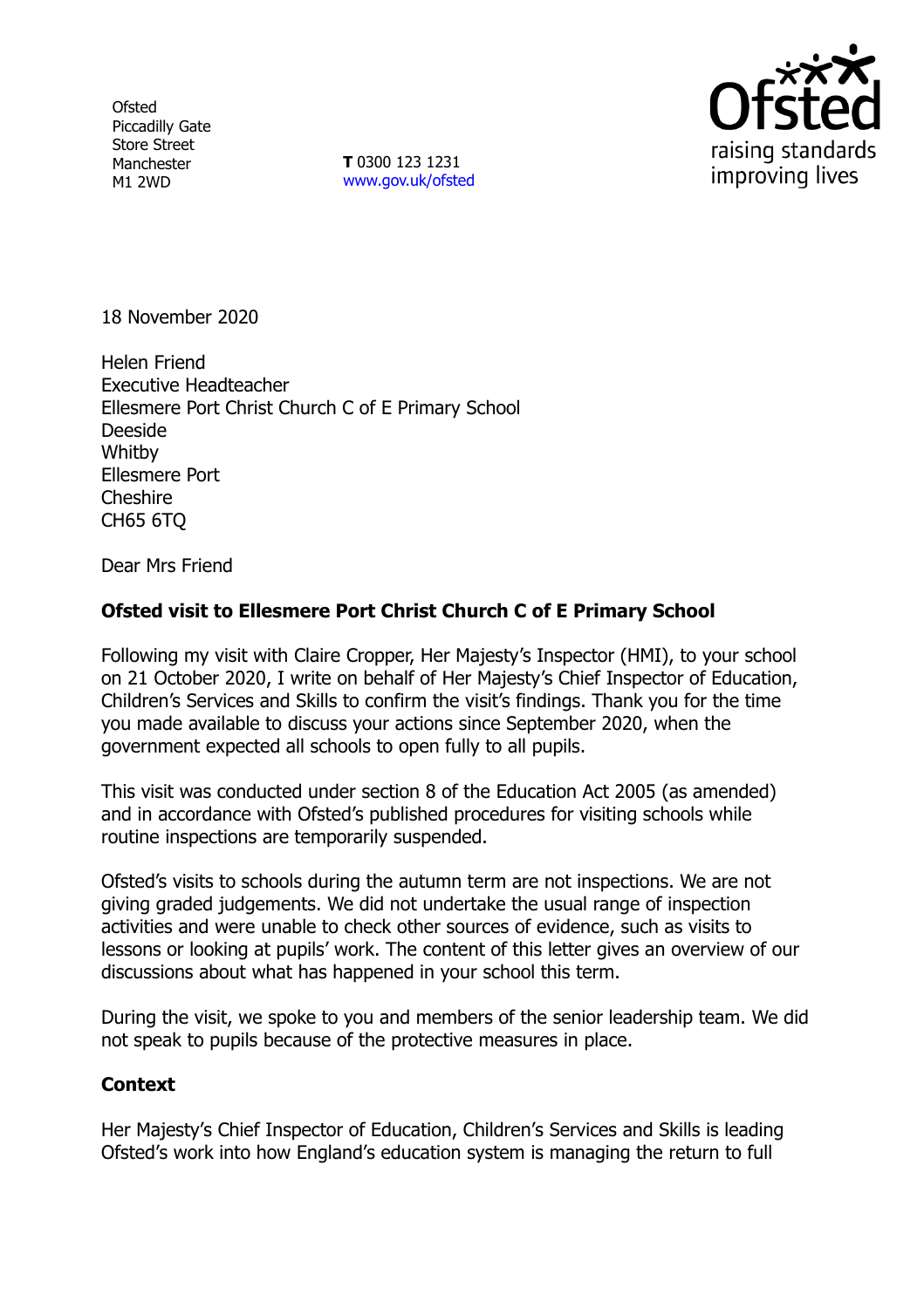Ofsted
Piccadilly Gate
Store Street
Manchester
M1 2WD

**T** 0300 123 1231
www.gov.uk/ofsted

18 November 2020

Helen Friend
Executive Headteacher
Ellesmere Port Christ Church C of E Primary School
Deeside
Whitby
Ellesmere Port
Cheshire
CH65 6TQ

Dear Mrs Friend

**Ofsted visit to Ellesmere Port Christ Church C of E Primary School**

Following my visit with Claire Cropper, Her Majesty's Inspector (HMI), to your school on 21 October 2020, I write on behalf of Her Majesty's Chief Inspector of Education, Children's Services and Skills to confirm the visit's findings. Thank you for the time you made available to discuss your actions since September 2020, when the government expected all schools to open fully to all pupils.

This visit was conducted under section 8 of the Education Act 2005 (as amended) and in accordance with Ofsted's published procedures for visiting schools while routine inspections are temporarily suspended.

Ofsted's visits to schools during the autumn term are not inspections. We are not giving graded judgements. We did not undertake the usual range of inspection activities and were unable to check other sources of evidence, such as visits to lessons or looking at pupils' work. The content of this letter gives an overview of our discussions about what has happened in your school this term.

During the visit, we spoke to you and members of the senior leadership team. We did not speak to pupils because of the protective measures in place.

**Context**

Her Majesty's Chief Inspector of Education, Children's Services and Skills is leading Ofsted's work into how England's education system is managing the return to full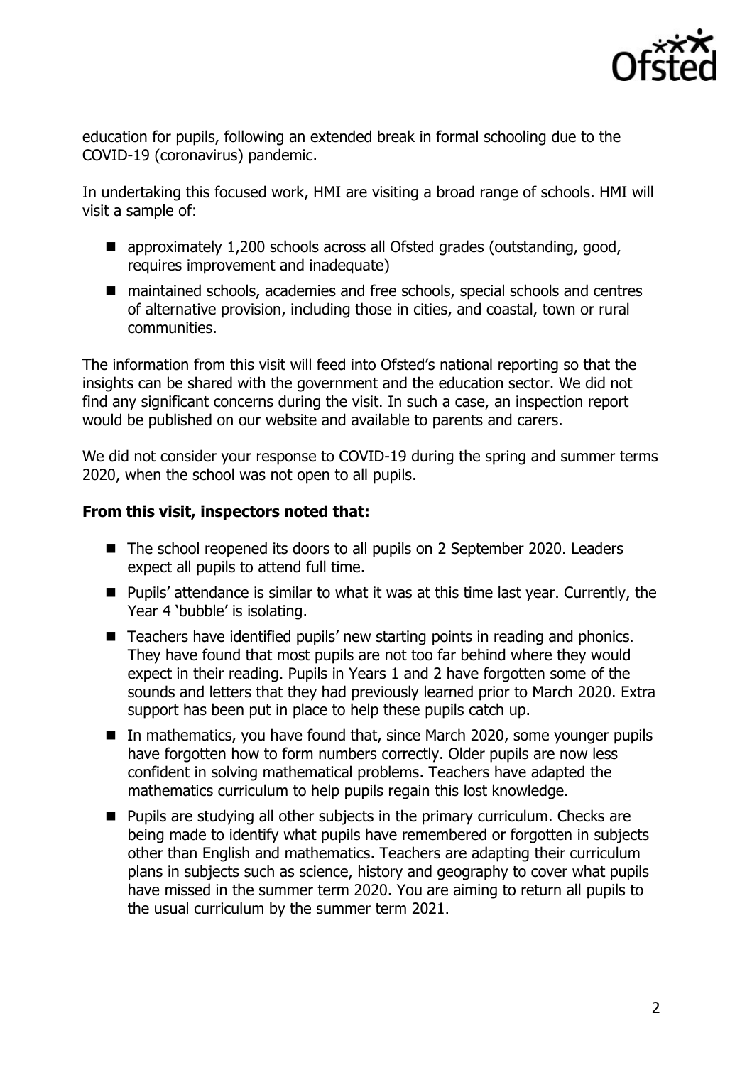education for pupils, following an extended break in formal schooling due to the COVID-19 (coronavirus) pandemic.

In undertaking this focused work, HMI are visiting a broad range of schools. HMI will visit a sample of:

- approximately 1,200 schools across all Ofsted grades (outstanding, good, requires improvement and inadequate)
- maintained schools, academies and free schools, special schools and centres of alternative provision, including those in cities, and coastal, town or rural communities.

The information from this visit will feed into Ofsted's national reporting so that the insights can be shared with the government and the education sector. We did not find any significant concerns during the visit. In such a case, an inspection report would be published on our website and available to parents and carers.

We did not consider your response to COVID-19 during the spring and summer terms 2020, when the school was not open to all pupils.

**From this visit, inspectors noted that:**

- The school reopened its doors to all pupils on 2 September 2020. Leaders expect all pupils to attend full time.
- Pupils' attendance is similar to what it was at this time last year. Currently, the Year 4 'bubble' is isolating.
- Teachers have identified pupils' new starting points in reading and phonics. They have found that most pupils are not too far behind where they would expect in their reading. Pupils in Years 1 and 2 have forgotten some of the sounds and letters that they had previously learned prior to March 2020. Extra support has been put in place to help these pupils catch up.
- In mathematics, you have found that, since March 2020, some younger pupils have forgotten how to form numbers correctly. Older pupils are now less confident in solving mathematical problems. Teachers have adapted the mathematics curriculum to help pupils regain this lost knowledge.
- Pupils are studying all other subjects in the primary curriculum. Checks are being made to identify what pupils have remembered or forgotten in subjects other than English and mathematics. Teachers are adapting their curriculum plans in subjects such as science, history and geography to cover what pupils have missed in the summer term 2020. You are aiming to return all pupils to the usual curriculum by the summer term 2021.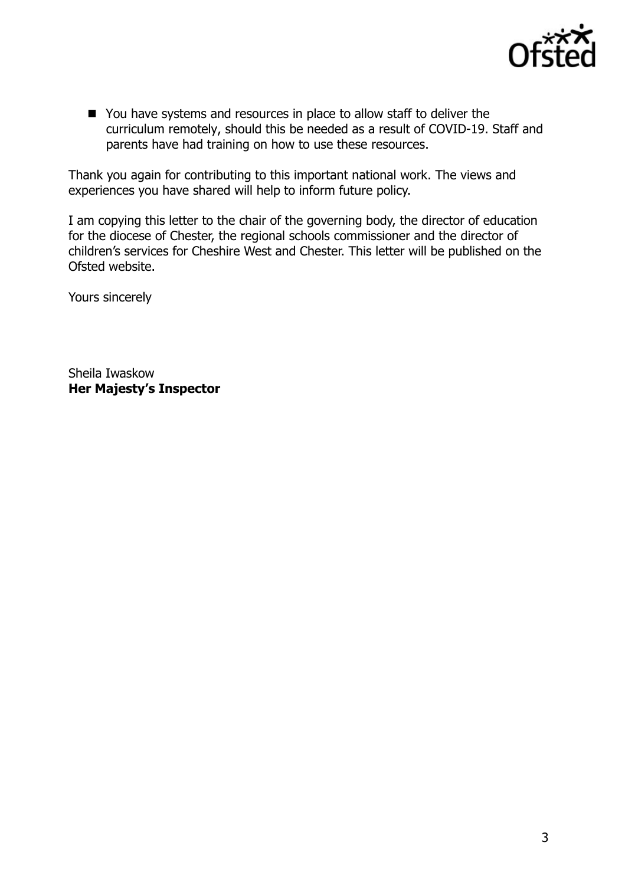- You have systems and resources in place to allow staff to deliver the curriculum remotely, should this be needed as a result of COVID-19. Staff and parents have had training on how to use these resources.

Thank you again for contributing to this important national work. The views and experiences you have shared will help to inform future policy.

I am copying this letter to the chair of the governing body, the director of education for the diocese of Chester, the regional schools commissioner and the director of children's services for Cheshire West and Chester. This letter will be published on the Ofsted website.

Yours sincerely

Sheila Iwaskow
**Her Majesty's Inspector**